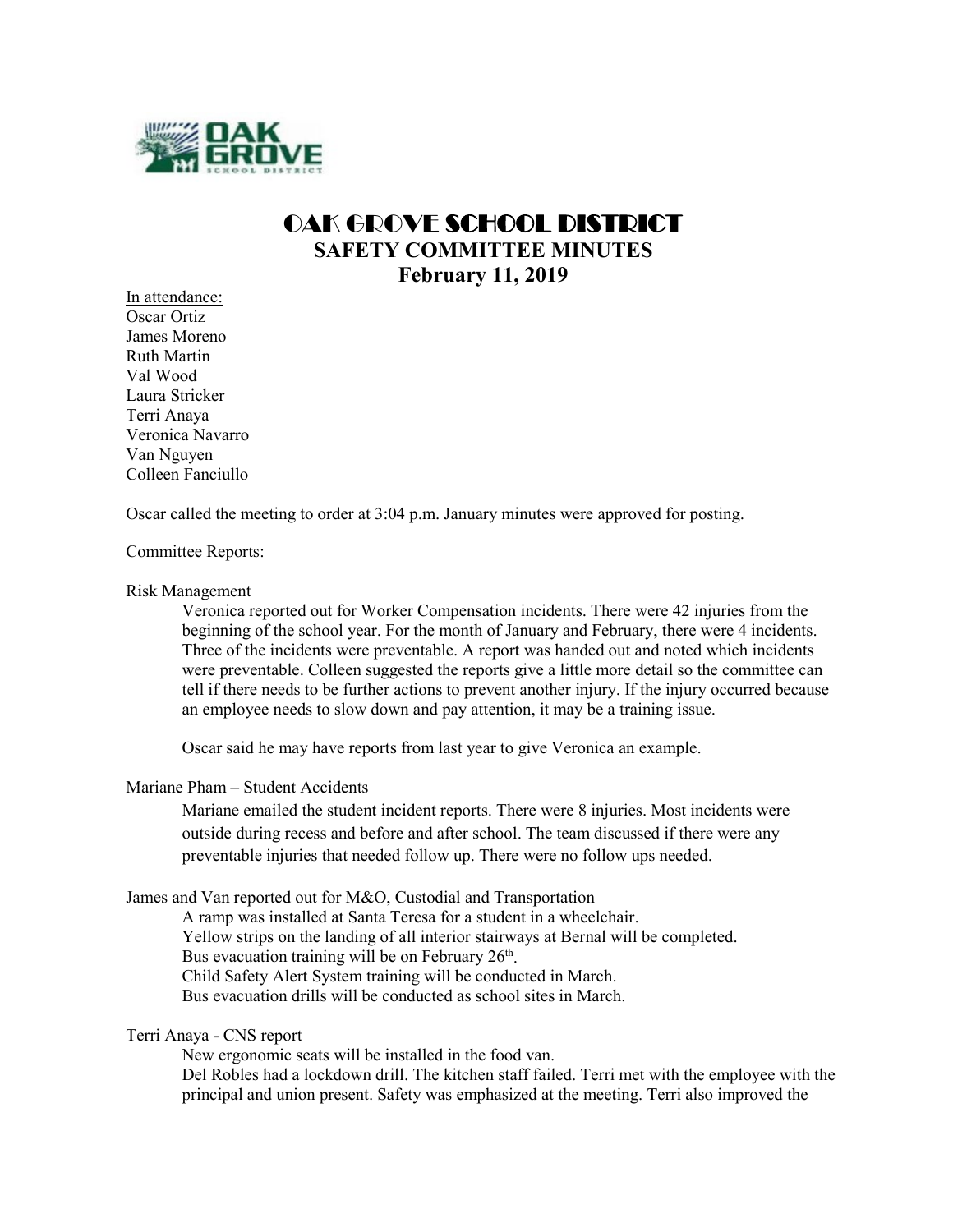# OAK GROVE SCHOOL DISTRICT

## SAFETY COMMITTEE MINUTES

## February 11, 2019

In attendance:
Oscar Ortiz
James Moreno
Ruth Martin
Val Wood
Laura Stricker
Terri Anaya
Veronica Navarro
Van Nguyen
Colleen Fanciullo

Oscar called the meeting to order at 3:04 p.m. January minutes were approved for posting.

Committee Reports:

Risk Management

Veronica reported out for Worker Compensation incidents. There were 42 injuries from the beginning of the school year. For the month of January and February, there were 4 incidents. Three of the incidents were preventable. A report was handed out and noted which incidents were preventable. Colleen suggested the reports give a little more detail so the committee can tell if there needs to be further actions to prevent another injury. If the injury occurred because an employee needs to slow down and pay attention, it may be a training issue.

Oscar said he may have reports from last year to give Veronica an example.

Mariane Pham – Student Accidents

Mariane emailed the student incident reports. There were 8 injuries. Most incidents were outside during recess and before and after school. The team discussed if there were any preventable injuries that needed follow up. There were no follow ups needed.

James and Van reported out for M&O, Custodial and Transportation

A ramp was installed at Santa Teresa for a student in a wheelchair.
Yellow strips on the landing of all interior stairways at Bernal will be completed.
Bus evacuation training will be on February 26th.
Child Safety Alert System training will be conducted in March.
Bus evacuation drills will be conducted as school sites in March.

Terri Anaya - CNS report

New ergonomic seats will be installed in the food van.
Del Robles had a lockdown drill. The kitchen staff failed. Terri met with the employee with the principal and union present. Safety was emphasized at the meeting. Terri also improved the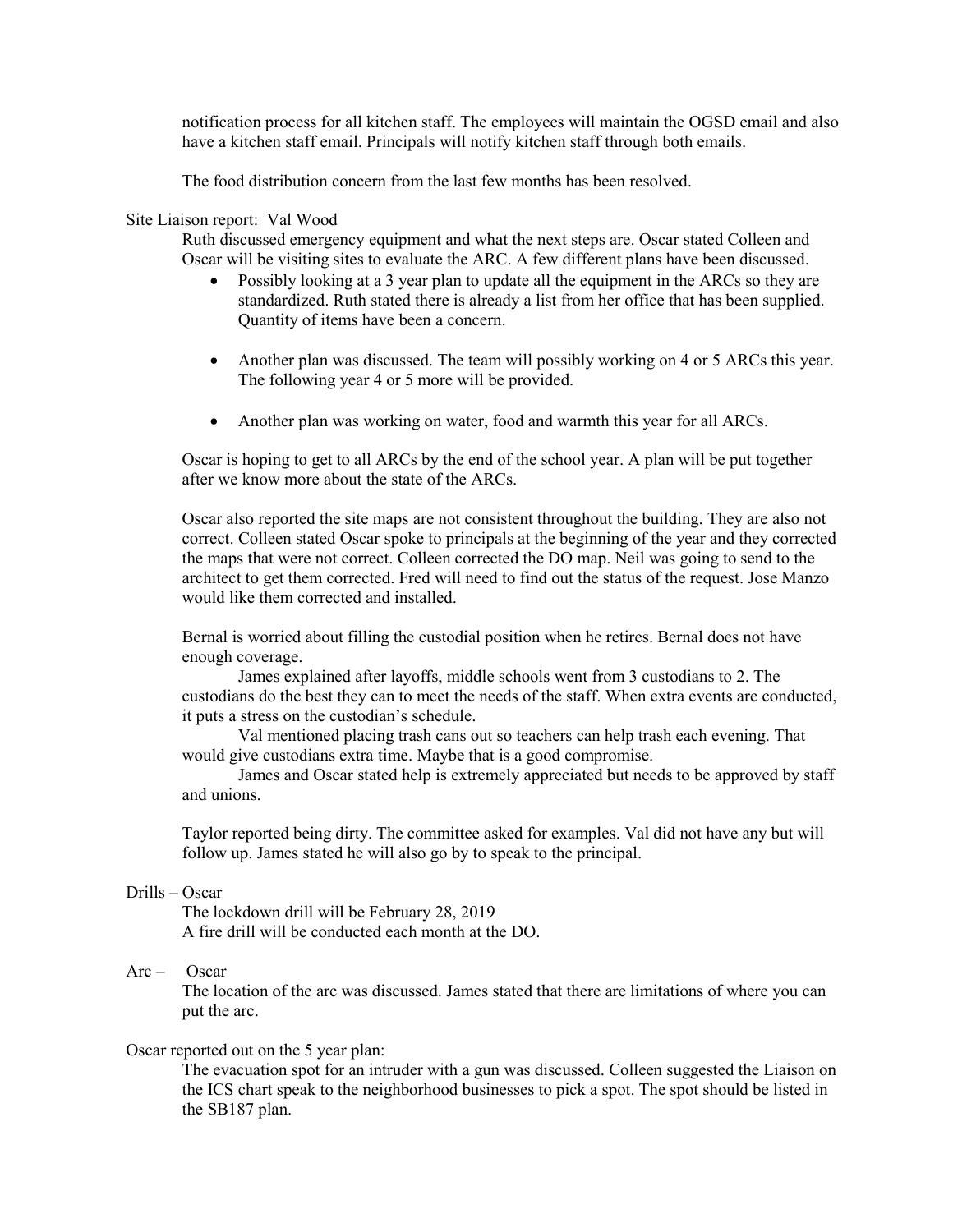notification process for all kitchen staff. The employees will maintain the OGSD email and also have a kitchen staff email. Principals will notify kitchen staff through both emails.

The food distribution concern from the last few months has been resolved.

Site Liaison report: Val Wood

Ruth discussed emergency equipment and what the next steps are. Oscar stated Colleen and Oscar will be visiting sites to evaluate the ARC. A few different plans have been discussed.

- Possibly looking at a 3 year plan to update all the equipment in the ARCs so they are standardized. Ruth stated there is already a list from her office that has been supplied. Quantity of items have been a concern.

- Another plan was discussed. The team will possibly working on 4 or 5 ARCs this year. The following year 4 or 5 more will be provided.

- Another plan was working on water, food and warmth this year for all ARCs.

Oscar is hoping to get to all ARCs by the end of the school year. A plan will be put together after we know more about the state of the ARCs.

Oscar also reported the site maps are not consistent throughout the building. They are also not correct. Colleen stated Oscar spoke to principals at the beginning of the year and they corrected the maps that were not correct. Colleen corrected the DO map. Neil was going to send to the architect to get them corrected. Fred will need to find out the status of the request. Jose Manzo would like them corrected and installed.

Bernal is worried about filling the custodial position when he retires. Bernal does not have enough coverage.

James explained after layoffs, middle schools went from 3 custodians to 2. The custodians do the best they can to meet the needs of the staff. When extra events are conducted, it puts a stress on the custodian's schedule.

Val mentioned placing trash cans out so teachers can help trash each evening. That would give custodians extra time. Maybe that is a good compromise.

James and Oscar stated help is extremely appreciated but needs to be approved by staff and unions.

Taylor reported being dirty. The committee asked for examples. Val did not have any but will follow up. James stated he will also go by to speak to the principal.

Drills – Oscar

The lockdown drill will be February 28, 2019
A fire drill will be conducted each month at the DO.

Arc – Oscar

The location of the arc was discussed. James stated that there are limitations of where you can put the arc.

Oscar reported out on the 5 year plan:

The evacuation spot for an intruder with a gun was discussed. Colleen suggested the Liaison on the ICS chart speak to the neighborhood businesses to pick a spot. The spot should be listed in the SB187 plan.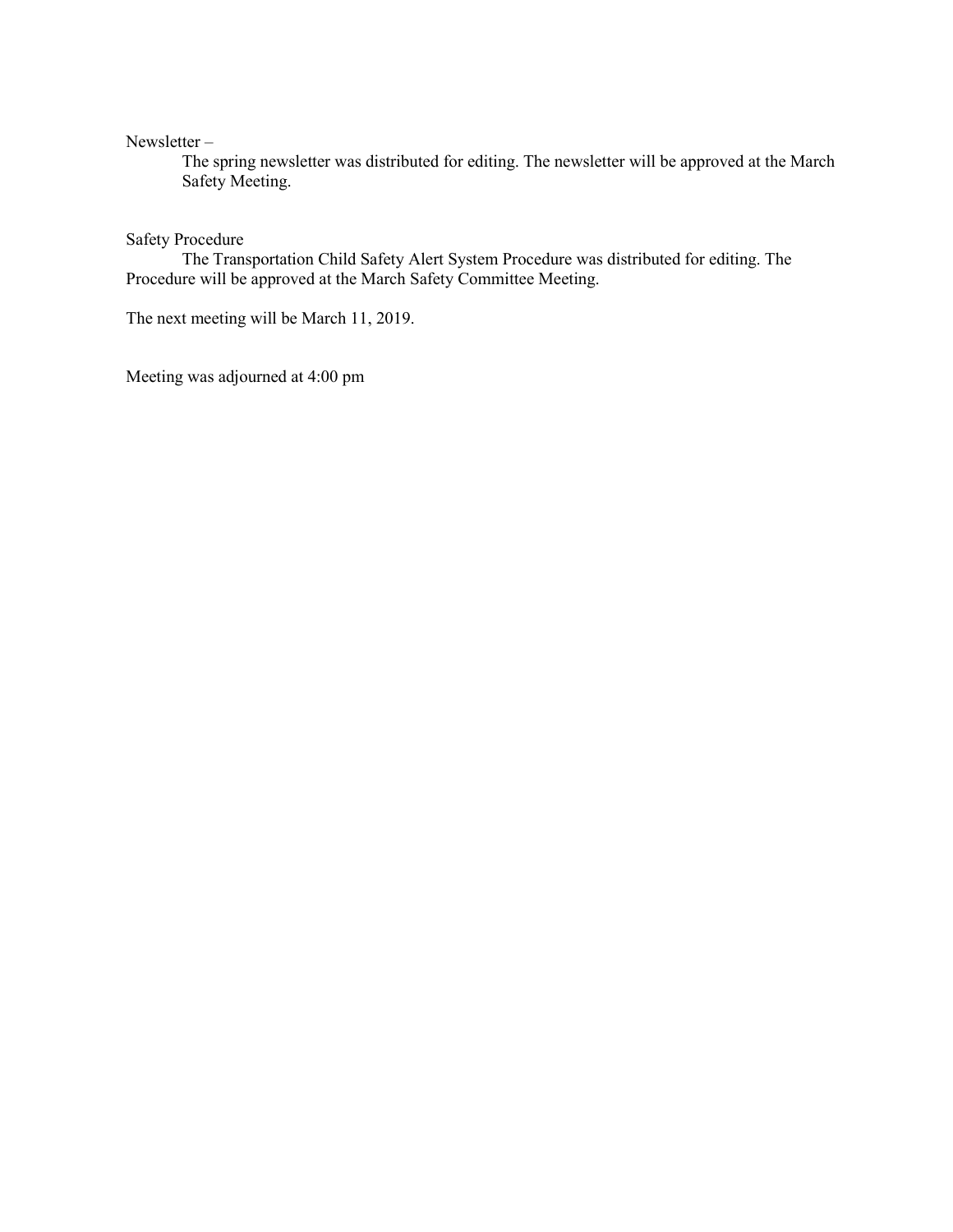Newsletter –

The spring newsletter was distributed for editing. The newsletter will be approved at the March Safety Meeting.

Safety Procedure

The Transportation Child Safety Alert System Procedure was distributed for editing. The Procedure will be approved at the March Safety Committee Meeting.

The next meeting will be March 11, 2019.

Meeting was adjourned at 4:00 pm